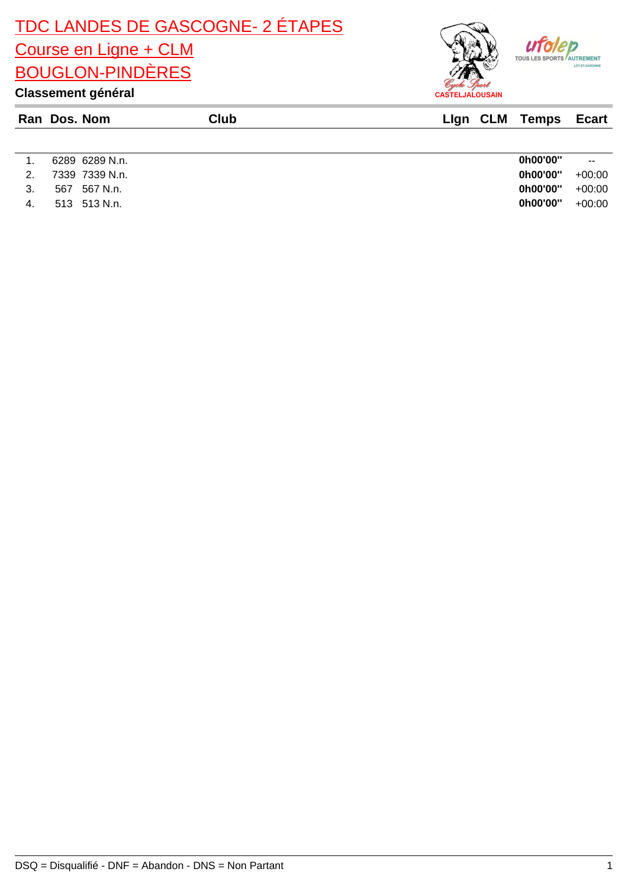# TDC LANDES DE GASCOGNE- 2 ÉTAPES

## Course en Ligne + CLM

## BOUGLON-PINDÈRES

**Classement général**

| Ran | Dos. | Nom | Club | LIgn | CLM | Temps | Ecart |
|---|---|---|---|---|---|---|---|
| 1. | 6289 | 6289 N.n. | | | | **0h00'00"** | -- |
| 2. | 7339 | 7339 N.n. | | | | **0h00'00"** | +00:00 |
| 3. | 567 | 567 N.n. | | | | **0h00'00"** | +00:00 |
| 4. | 513 | 513 N.n. | | | | **0h00'00"** | +00:00 |

DSQ = Disqualifié - DNF = Abandon - DNS = Non Partant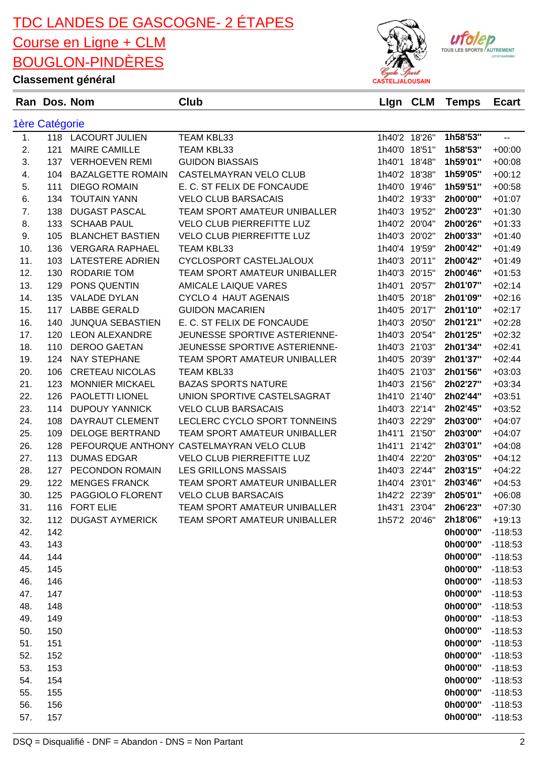# TDC LANDES DE GASCOGNE- 2 ÉTAPES

## Course en Ligne + CLM

## BOUGLON-PINDÈRES

**Classement général**

CASTELJALOUSAIN

TOUS LES SPORTS AUTREMENT LOT-ET-GARONNE

| Ran | Dos. | Nom | Club | LIgn | CLM | Temps | Ecart |
|---|---|---|---|---|---|---|---|
| 1ère Catégorie | | | | | | | |
| 1. | 118 | LACOURT JULIEN | TEAM KBL33 | 1h40'2 | 18'26" | **1h58'53"** | -- |
| 2. | 121 | MAIRE CAMILLE | TEAM KBL33 | 1h40'0 | 18'51" | **1h58'53"** | +00:00 |
| 3. | 137 | VERHOEVEN REMI | GUIDON BIASSAIS | 1h40'1 | 18'48" | **1h59'01"** | +00:08 |
| 4. | 104 | BAZALGETTE ROMAIN | CASTELMAYRAN VELO CLUB | 1h40'2 | 18'38" | **1h59'05"** | +00:12 |
| 5. | 111 | DIEGO ROMAIN | E. C. ST FELIX DE FONCAUDE | 1h40'0 | 19'46" | **1h59'51"** | +00:58 |
| 6. | 134 | TOUTAIN YANN | VELO CLUB BARSACAIS | 1h40'2 | 19'33" | **2h00'00"** | +01:07 |
| 7. | 138 | DUGAST PASCAL | TEAM SPORT AMATEUR UNIBALLER | 1h40'3 | 19'52" | **2h00'23"** | +01:30 |
| 8. | 133 | SCHAAB PAUL | VELO CLUB PIERREFITTE LUZ | 1h40'2 | 20'04" | **2h00'26"** | +01:33 |
| 9. | 105 | BLANCHET BASTIEN | VELO CLUB PIERREFITTE LUZ | 1h40'3 | 20'02" | **2h00'33"** | +01:40 |
| 10. | 136 | VERGARA RAPHAEL | TEAM KBL33 | 1h40'4 | 19'59" | **2h00'42"** | +01:49 |
| 11. | 103 | LATESTERE ADRIEN | CYCLOSPORT CASTELJALOUX | 1h40'3 | 20'11" | **2h00'42"** | +01:49 |
| 12. | 130 | RODARIE TOM | TEAM SPORT AMATEUR UNIBALLER | 1h40'3 | 20'15" | **2h00'46"** | +01:53 |
| 13. | 129 | PONS QUENTIN | AMICALE LAIQUE VARES | 1h40'1 | 20'57" | **2h01'07"** | +02:14 |
| 14. | 135 | VALADE DYLAN | CYCLO 4 HAUT AGENAIS | 1h40'5 | 20'18" | **2h01'09"** | +02:16 |
| 15. | 117 | LABBE GERALD | GUIDON MACARIEN | 1h40'5 | 20'17" | **2h01'10"** | +02:17 |
| 16. | 140 | JUNQUA SEBASTIEN | E. C. ST FELIX DE FONCAUDE | 1h40'3 | 20'50" | **2h01'21"** | +02:28 |
| 17. | 120 | LEON ALEXANDRE | JEUNESSE SPORTIVE ASTERIENNE- | 1h40'3 | 20'54" | **2h01'25"** | +02:32 |
| 18. | 110 | DEROO GAETAN | JEUNESSE SPORTIVE ASTERIENNE- | 1h40'3 | 21'03" | **2h01'34"** | +02:41 |
| 19. | 124 | NAY STEPHANE | TEAM SPORT AMATEUR UNIBALLER | 1h40'5 | 20'39" | **2h01'37"** | +02:44 |
| 20. | 106 | CRETEAU NICOLAS | TEAM KBL33 | 1h40'5 | 21'03" | **2h01'56"** | +03:03 |
| 21. | 123 | MONNIER MICKAEL | BAZAS SPORTS NATURE | 1h40'3 | 21'56" | **2h02'27"** | +03:34 |
| 22. | 126 | PAOLETTI LIONEL | UNION SPORTIVE CASTELSAGRAT | 1h41'0 | 21'40" | **2h02'44"** | +03:51 |
| 23. | 114 | DUPOUY YANNICK | VELO CLUB BARSACAIS | 1h40'3 | 22'14" | **2h02'45"** | +03:52 |
| 24. | 108 | DAYRAUT CLEMENT | LECLERC CYCLO SPORT TONNEINS | 1h40'3 | 22'29" | **2h03'00"** | +04:07 |
| 25. | 109 | DELOGE BERTRAND | TEAM SPORT AMATEUR UNIBALLER | 1h41'1 | 21'50" | **2h03'00"** | +04:07 |
| 26. | 128 | PEFOURQUE ANTHONY | CASTELMAYRAN VELO CLUB | 1h41'1 | 21'42" | **2h03'01"** | +04:08 |
| 27. | 113 | DUMAS EDGAR | VELO CLUB PIERREFITTE LUZ | 1h40'4 | 22'20" | **2h03'05"** | +04:12 |
| 28. | 127 | PECONDON ROMAIN | LES GRILLONS MASSAIS | 1h40'3 | 22'44" | **2h03'15"** | +04:22 |
| 29. | 122 | MENGES FRANCK | TEAM SPORT AMATEUR UNIBALLER | 1h40'4 | 23'01" | **2h03'46"** | +04:53 |
| 30. | 125 | PAGGIOLO FLORENT | VELO CLUB BARSACAIS | 1h42'2 | 22'39" | **2h05'01"** | +06:08 |
| 31. | 116 | FORT ELIE | TEAM SPORT AMATEUR UNIBALLER | 1h43'1 | 23'04" | **2h06'23"** | +07:30 |
| 32. | 112 | DUGAST AYMERICK | TEAM SPORT AMATEUR UNIBALLER | 1h57'2 | 20'46" | **2h18'06"** | +19:13 |
| 42. | 142 | | | | | **0h00'00"** | -118:53 |
| 43. | 143 | | | | | **0h00'00"** | -118:53 |
| 44. | 144 | | | | | **0h00'00"** | -118:53 |
| 45. | 145 | | | | | **0h00'00"** | -118:53 |
| 46. | 146 | | | | | **0h00'00"** | -118:53 |
| 47. | 147 | | | | | **0h00'00"** | -118:53 |
| 48. | 148 | | | | | **0h00'00"** | -118:53 |
| 49. | 149 | | | | | **0h00'00"** | -118:53 |
| 50. | 150 | | | | | **0h00'00"** | -118:53 |
| 51. | 151 | | | | | **0h00'00"** | -118:53 |
| 52. | 152 | | | | | **0h00'00"** | -118:53 |
| 53. | 153 | | | | | **0h00'00"** | -118:53 |
| 54. | 154 | | | | | **0h00'00"** | -118:53 |
| 55. | 155 | | | | | **0h00'00"** | -118:53 |
| 56. | 156 | | | | | **0h00'00"** | -118:53 |
| 57. | 157 | | | | | **0h00'00"** | -118:53 |

DSQ = Disqualifié - DNF = Abandon - DNS = Non Partant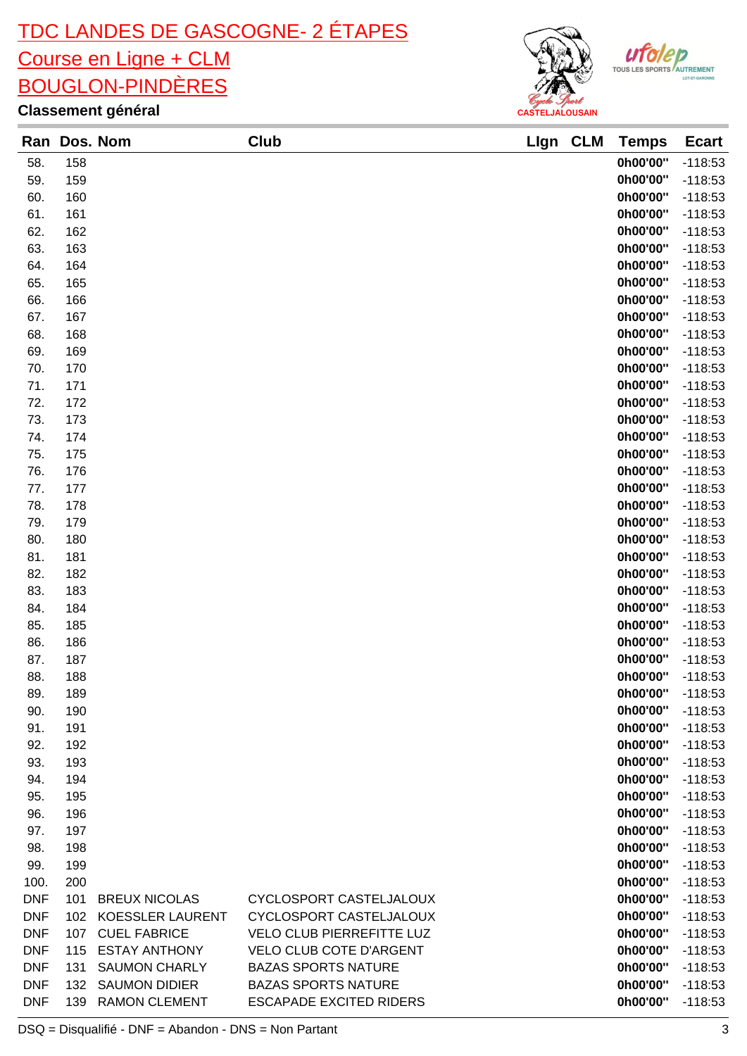# TDC LANDES DE GASCOGNE- 2 ÉTAPES

## Course en Ligne + CLM

## BOUGLON-PINDÈRES

### Classement général

| Ran | Dos. | Nom | Club | LIgn | CLM | Temps | Ecart |
|---|---|---|---|---|---|---|---|
| 58. | 158 | | | | | 0h00'00'' | -118:53 |
| 59. | 159 | | | | | 0h00'00'' | -118:53 |
| 60. | 160 | | | | | 0h00'00'' | -118:53 |
| 61. | 161 | | | | | 0h00'00'' | -118:53 |
| 62. | 162 | | | | | 0h00'00'' | -118:53 |
| 63. | 163 | | | | | 0h00'00'' | -118:53 |
| 64. | 164 | | | | | 0h00'00'' | -118:53 |
| 65. | 165 | | | | | 0h00'00'' | -118:53 |
| 66. | 166 | | | | | 0h00'00'' | -118:53 |
| 67. | 167 | | | | | 0h00'00'' | -118:53 |
| 68. | 168 | | | | | 0h00'00'' | -118:53 |
| 69. | 169 | | | | | 0h00'00'' | -118:53 |
| 70. | 170 | | | | | 0h00'00'' | -118:53 |
| 71. | 171 | | | | | 0h00'00'' | -118:53 |
| 72. | 172 | | | | | 0h00'00'' | -118:53 |
| 73. | 173 | | | | | 0h00'00'' | -118:53 |
| 74. | 174 | | | | | 0h00'00'' | -118:53 |
| 75. | 175 | | | | | 0h00'00'' | -118:53 |
| 76. | 176 | | | | | 0h00'00'' | -118:53 |
| 77. | 177 | | | | | 0h00'00'' | -118:53 |
| 78. | 178 | | | | | 0h00'00'' | -118:53 |
| 79. | 179 | | | | | 0h00'00'' | -118:53 |
| 80. | 180 | | | | | 0h00'00'' | -118:53 |
| 81. | 181 | | | | | 0h00'00'' | -118:53 |
| 82. | 182 | | | | | 0h00'00'' | -118:53 |
| 83. | 183 | | | | | 0h00'00'' | -118:53 |
| 84. | 184 | | | | | 0h00'00'' | -118:53 |
| 85. | 185 | | | | | 0h00'00'' | -118:53 |
| 86. | 186 | | | | | 0h00'00'' | -118:53 |
| 87. | 187 | | | | | 0h00'00'' | -118:53 |
| 88. | 188 | | | | | 0h00'00'' | -118:53 |
| 89. | 189 | | | | | 0h00'00'' | -118:53 |
| 90. | 190 | | | | | 0h00'00'' | -118:53 |
| 91. | 191 | | | | | 0h00'00'' | -118:53 |
| 92. | 192 | | | | | 0h00'00'' | -118:53 |
| 93. | 193 | | | | | 0h00'00'' | -118:53 |
| 94. | 194 | | | | | 0h00'00'' | -118:53 |
| 95. | 195 | | | | | 0h00'00'' | -118:53 |
| 96. | 196 | | | | | 0h00'00'' | -118:53 |
| 97. | 197 | | | | | 0h00'00'' | -118:53 |
| 98. | 198 | | | | | 0h00'00'' | -118:53 |
| 99. | 199 | | | | | 0h00'00'' | -118:53 |
| 100. | 200 | | | | | 0h00'00'' | -118:53 |
| DNF | 101 | BREUX NICOLAS | CYCLOSPORT CASTELJALOUX | | | 0h00'00'' | -118:53 |
| DNF | 102 | KOESSLER LAURENT | CYCLOSPORT CASTELJALOUX | | | 0h00'00'' | -118:53 |
| DNF | 107 | CUEL FABRICE | VELO CLUB PIERREFITTE LUZ | | | 0h00'00'' | -118:53 |
| DNF | 115 | ESTAY ANTHONY | VELO CLUB COTE D'ARGENT | | | 0h00'00'' | -118:53 |
| DNF | 131 | SAUMON CHARLY | BAZAS SPORTS NATURE | | | 0h00'00'' | -118:53 |
| DNF | 132 | SAUMON DIDIER | BAZAS SPORTS NATURE | | | 0h00'00'' | -118:53 |
| DNF | 139 | RAMON CLEMENT | ESCAPADE EXCITED RIDERS | | | 0h00'00'' | -118:53 |

DSQ = Disqualifié - DNF = Abandon - DNS = Non Partant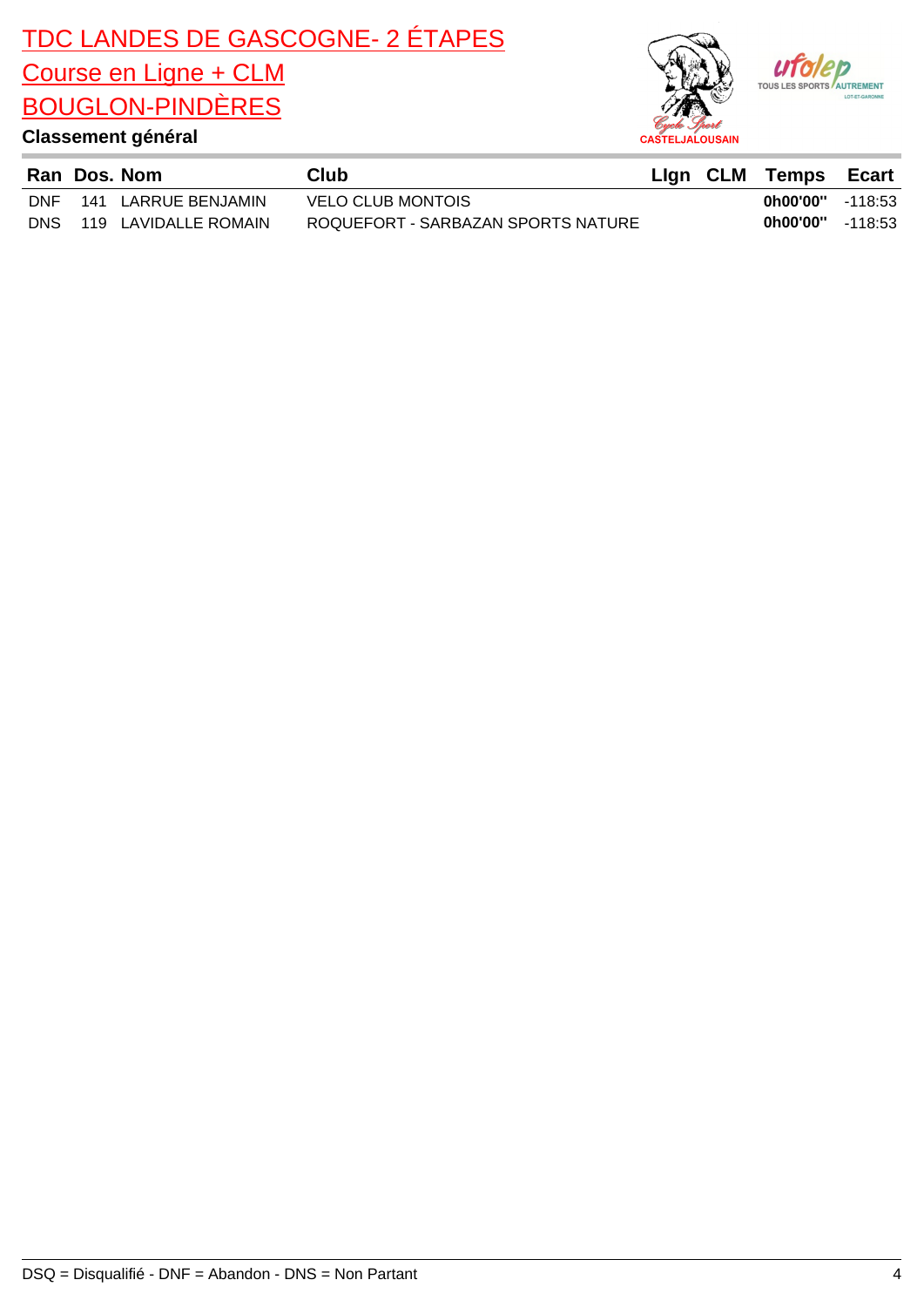# TDC LANDES DE GASCOGNE- 2 ÉTAPES

## Course en Ligne + CLM

## BOUGLON-PINDÈRES

**Classement général**

CASTELJALOUSAIN

| Ran | Dos. | Nom | Club | LIgn | CLM | Temps | Ecart |
|---|---|---|---|---|---|---|---|
| DNF | 141 | LARRUE BENJAMIN | VELO CLUB MONTOIS | | | **0h00'00"** | -118:53 |
| DNS | 119 | LAVIDALLE ROMAIN | ROQUEFORT - SARBAZAN SPORTS NATURE | | | **0h00'00"** | -118:53 |

DSQ = Disqualifié - DNF = Abandon - DNS = Non Partant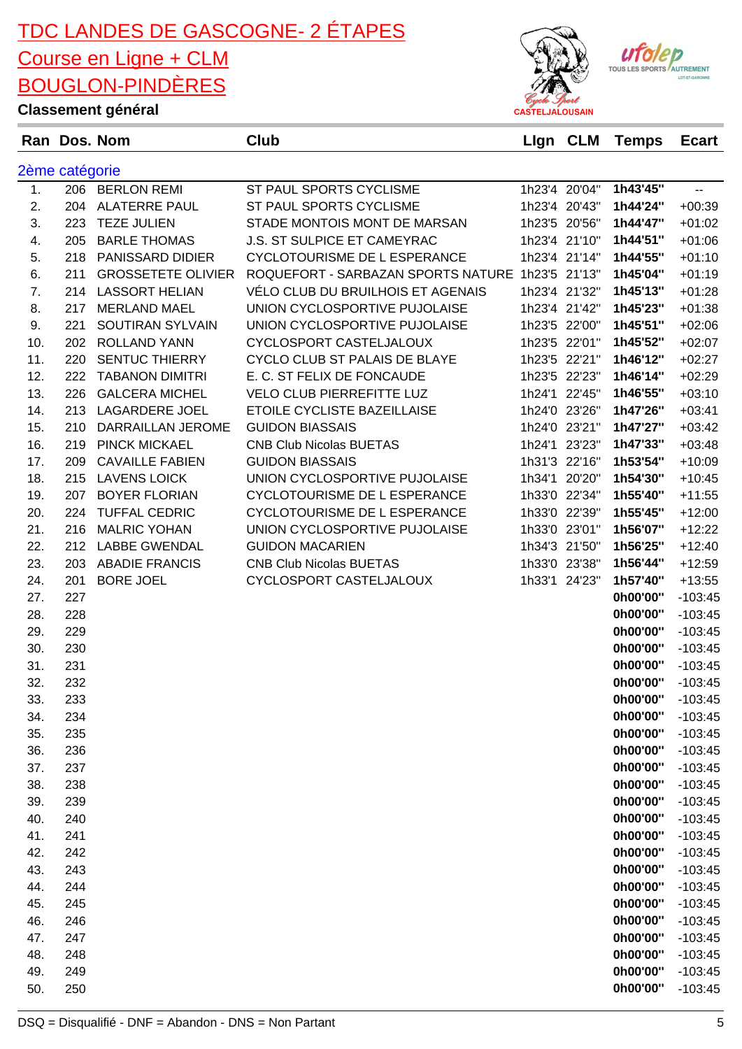# TDC LANDES DE GASCOGNE- 2 ÉTAPES

## Course en Ligne + CLM

## BOUGLON-PINDÈRES

**Classement général**

| Ran | Dos. | Nom | Club | LIgn | CLM | Temps | Ecart |
|---|---|---|---|---|---|---|---|
| **2ème catégorie** | | | | | | | |
| 1. | 206 | BERLON REMI | ST PAUL SPORTS CYCLISME | 1h23'4 | 20'04" | **1h43'45"** | -- |
| 2. | 204 | ALATERRE PAUL | ST PAUL SPORTS CYCLISME | 1h23'4 | 20'43" | **1h44'24"** | +00:39 |
| 3. | 223 | TEZE JULIEN | STADE MONTOIS MONT DE MARSAN | 1h23'5 | 20'56" | **1h44'47"** | +01:02 |
| 4. | 205 | BARLE THOMAS | J.S. ST SULPICE ET CAMEYRAC | 1h23'4 | 21'10" | **1h44'51"** | +01:06 |
| 5. | 218 | PANISSARD DIDIER | CYCLOTOURISME DE L ESPERANCE | 1h23'4 | 21'14" | **1h44'55"** | +01:10 |
| 6. | 211 | GROSSETETE OLIVIER | ROQUEFORT - SARBAZAN SPORTS NATURE | 1h23'5 | 21'13" | **1h45'04"** | +01:19 |
| 7. | 214 | LASSORT HELIAN | VÉLO CLUB DU BRUILHOIS ET AGENAIS | 1h23'4 | 21'32" | **1h45'13"** | +01:28 |
| 8. | 217 | MERLAND MAEL | UNION CYCLOSPORTIVE PUJOLAISE | 1h23'4 | 21'42" | **1h45'23"** | +01:38 |
| 9. | 221 | SOUTIRAN SYLVAIN | UNION CYCLOSPORTIVE PUJOLAISE | 1h23'5 | 22'00" | **1h45'51"** | +02:06 |
| 10. | 202 | ROLLAND YANN | CYCLOSPORT CASTELJALOUX | 1h23'5 | 22'01" | **1h45'52"** | +02:07 |
| 11. | 220 | SENTUC THIERRY | CYCLO CLUB ST PALAIS DE BLAYE | 1h23'5 | 22'21" | **1h46'12"** | +02:27 |
| 12. | 222 | TABANON DIMITRI | E. C. ST FELIX DE FONCAUDE | 1h23'5 | 22'23" | **1h46'14"** | +02:29 |
| 13. | 226 | GALCERA MICHEL | VELO CLUB PIERREFITTE LUZ | 1h24'1 | 22'45" | **1h46'55"** | +03:10 |
| 14. | 213 | LAGARDERE JOEL | ETOILE CYCLISTE BAZEILLAISE | 1h24'0 | 23'26" | **1h47'26"** | +03:41 |
| 15. | 210 | DARRAILLAN JEROME | GUIDON BIASSAIS | 1h24'0 | 23'21" | **1h47'27"** | +03:42 |
| 16. | 219 | PINCK MICKAEL | CNB Club Nicolas BUETAS | 1h24'1 | 23'23" | **1h47'33"** | +03:48 |
| 17. | 209 | CAVAILLE FABIEN | GUIDON BIASSAIS | 1h31'3 | 22'16" | **1h53'54"** | +10:09 |
| 18. | 215 | LAVENS LOICK | UNION CYCLOSPORTIVE PUJOLAISE | 1h34'1 | 20'20" | **1h54'30"** | +10:45 |
| 19. | 207 | BOYER FLORIAN | CYCLOTOURISME DE L ESPERANCE | 1h33'0 | 22'34" | **1h55'40"** | +11:55 |
| 20. | 224 | TUFFAL CEDRIC | CYCLOTOURISME DE L ESPERANCE | 1h33'0 | 22'39" | **1h55'45"** | +12:00 |
| 21. | 216 | MALRIC YOHAN | UNION CYCLOSPORTIVE PUJOLAISE | 1h33'0 | 23'01" | **1h56'07"** | +12:22 |
| 22. | 212 | LABBE GWENDAL | GUIDON MACARIEN | 1h34'3 | 21'50" | **1h56'25"** | +12:40 |
| 23. | 203 | ABADIE FRANCIS | CNB Club Nicolas BUETAS | 1h33'0 | 23'38" | **1h56'44"** | +12:59 |
| 24. | 201 | BORE JOEL | CYCLOSPORT CASTELJALOUX | 1h33'1 | 24'23" | **1h57'40"** | +13:55 |
| 27. | 227 | | | | | **0h00'00"** | -103:45 |
| 28. | 228 | | | | | **0h00'00"** | -103:45 |
| 29. | 229 | | | | | **0h00'00"** | -103:45 |
| 30. | 230 | | | | | **0h00'00"** | -103:45 |
| 31. | 231 | | | | | **0h00'00"** | -103:45 |
| 32. | 232 | | | | | **0h00'00"** | -103:45 |
| 33. | 233 | | | | | **0h00'00"** | -103:45 |
| 34. | 234 | | | | | **0h00'00"** | -103:45 |
| 35. | 235 | | | | | **0h00'00"** | -103:45 |
| 36. | 236 | | | | | **0h00'00"** | -103:45 |
| 37. | 237 | | | | | **0h00'00"** | -103:45 |
| 38. | 238 | | | | | **0h00'00"** | -103:45 |
| 39. | 239 | | | | | **0h00'00"** | -103:45 |
| 40. | 240 | | | | | **0h00'00"** | -103:45 |
| 41. | 241 | | | | | **0h00'00"** | -103:45 |
| 42. | 242 | | | | | **0h00'00"** | -103:45 |
| 43. | 243 | | | | | **0h00'00"** | -103:45 |
| 44. | 244 | | | | | **0h00'00"** | -103:45 |
| 45. | 245 | | | | | **0h00'00"** | -103:45 |
| 46. | 246 | | | | | **0h00'00"** | -103:45 |
| 47. | 247 | | | | | **0h00'00"** | -103:45 |
| 48. | 248 | | | | | **0h00'00"** | -103:45 |
| 49. | 249 | | | | | **0h00'00"** | -103:45 |
| 50. | 250 | | | | | **0h00'00"** | -103:45 |

DSQ = Disqualifié - DNF = Abandon - DNS = Non Partant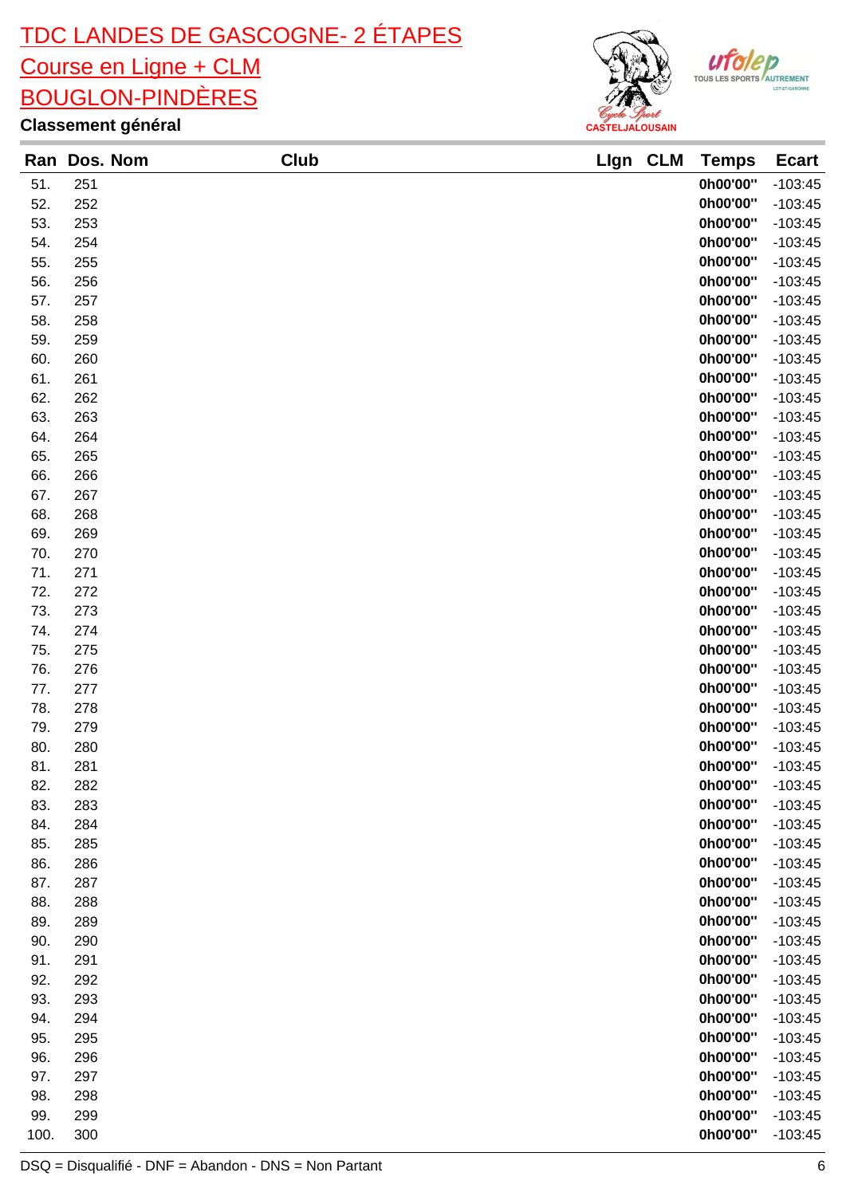# TDC LANDES DE GASCOGNE- 2 ÉTAPES

## Course en Ligne + CLM

## BOUGLON-PINDÈRES

### Classement général

CASTELJALOUSAIN

TOUS LES SPORTS AUTREMENT

| Ran | Dos. | Nom | Club | Llgn | CLM | Temps | Ecart |
|---|---|---|---|---|---|---|---|
| 51. | 251 | | | | | 0h00'00'' | -103:45 |
| 52. | 252 | | | | | 0h00'00'' | -103:45 |
| 53. | 253 | | | | | 0h00'00'' | -103:45 |
| 54. | 254 | | | | | 0h00'00'' | -103:45 |
| 55. | 255 | | | | | 0h00'00'' | -103:45 |
| 56. | 256 | | | | | 0h00'00'' | -103:45 |
| 57. | 257 | | | | | 0h00'00'' | -103:45 |
| 58. | 258 | | | | | 0h00'00'' | -103:45 |
| 59. | 259 | | | | | 0h00'00'' | -103:45 |
| 60. | 260 | | | | | 0h00'00'' | -103:45 |
| 61. | 261 | | | | | 0h00'00'' | -103:45 |
| 62. | 262 | | | | | 0h00'00'' | -103:45 |
| 63. | 263 | | | | | 0h00'00'' | -103:45 |
| 64. | 264 | | | | | 0h00'00'' | -103:45 |
| 65. | 265 | | | | | 0h00'00'' | -103:45 |
| 66. | 266 | | | | | 0h00'00'' | -103:45 |
| 67. | 267 | | | | | 0h00'00'' | -103:45 |
| 68. | 268 | | | | | 0h00'00'' | -103:45 |
| 69. | 269 | | | | | 0h00'00'' | -103:45 |
| 70. | 270 | | | | | 0h00'00'' | -103:45 |
| 71. | 271 | | | | | 0h00'00'' | -103:45 |
| 72. | 272 | | | | | 0h00'00'' | -103:45 |
| 73. | 273 | | | | | 0h00'00'' | -103:45 |
| 74. | 274 | | | | | 0h00'00'' | -103:45 |
| 75. | 275 | | | | | 0h00'00'' | -103:45 |
| 76. | 276 | | | | | 0h00'00'' | -103:45 |
| 77. | 277 | | | | | 0h00'00'' | -103:45 |
| 78. | 278 | | | | | 0h00'00'' | -103:45 |
| 79. | 279 | | | | | 0h00'00'' | -103:45 |
| 80. | 280 | | | | | 0h00'00'' | -103:45 |
| 81. | 281 | | | | | 0h00'00'' | -103:45 |
| 82. | 282 | | | | | 0h00'00'' | -103:45 |
| 83. | 283 | | | | | 0h00'00'' | -103:45 |
| 84. | 284 | | | | | 0h00'00'' | -103:45 |
| 85. | 285 | | | | | 0h00'00'' | -103:45 |
| 86. | 286 | | | | | 0h00'00'' | -103:45 |
| 87. | 287 | | | | | 0h00'00'' | -103:45 |
| 88. | 288 | | | | | 0h00'00'' | -103:45 |
| 89. | 289 | | | | | 0h00'00'' | -103:45 |
| 90. | 290 | | | | | 0h00'00'' | -103:45 |
| 91. | 291 | | | | | 0h00'00'' | -103:45 |
| 92. | 292 | | | | | 0h00'00'' | -103:45 |
| 93. | 293 | | | | | 0h00'00'' | -103:45 |
| 94. | 294 | | | | | 0h00'00'' | -103:45 |
| 95. | 295 | | | | | 0h00'00'' | -103:45 |
| 96. | 296 | | | | | 0h00'00'' | -103:45 |
| 97. | 297 | | | | | 0h00'00'' | -103:45 |
| 98. | 298 | | | | | 0h00'00'' | -103:45 |
| 99. | 299 | | | | | 0h00'00'' | -103:45 |
| 100. | 300 | | | | | 0h00'00'' | -103:45 |

DSQ = Disqualifié - DNF = Abandon - DNS = Non Partant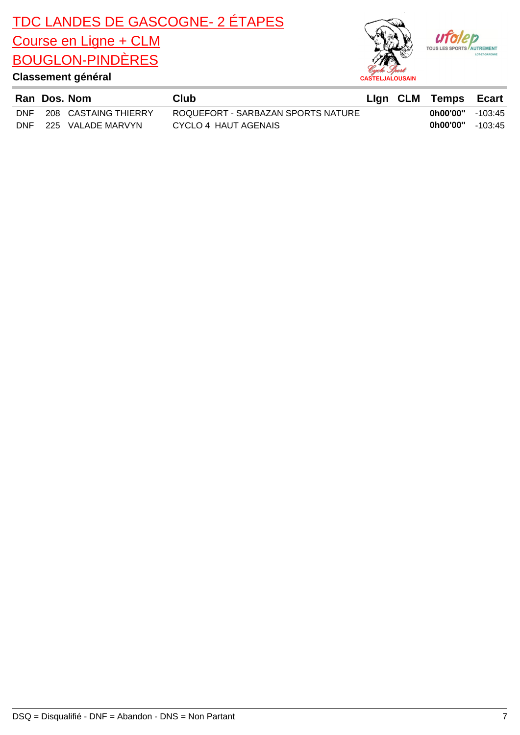# TDC LANDES DE GASCOGNE- 2 ÉTAPES

## Course en Ligne + CLM

## BOUGLON-PINDÈRES

**Classement général**

CASTELJALOUSAIN

| Ran | Dos. | Nom | Club | LIgn | CLM | Temps | Ecart |
|---|---|---|---|---|---|---|---|
| DNF | 208 | CASTAING THIERRY | ROQUEFORT - SARBAZAN SPORTS NATURE | | | **0h00'00''** | -103:45 |
| DNF | 225 | VALADE MARVYN | CYCLO 4 HAUT AGENAIS | | | **0h00'00''** | -103:45 |

DSQ = Disqualifié - DNF = Abandon - DNS = Non Partant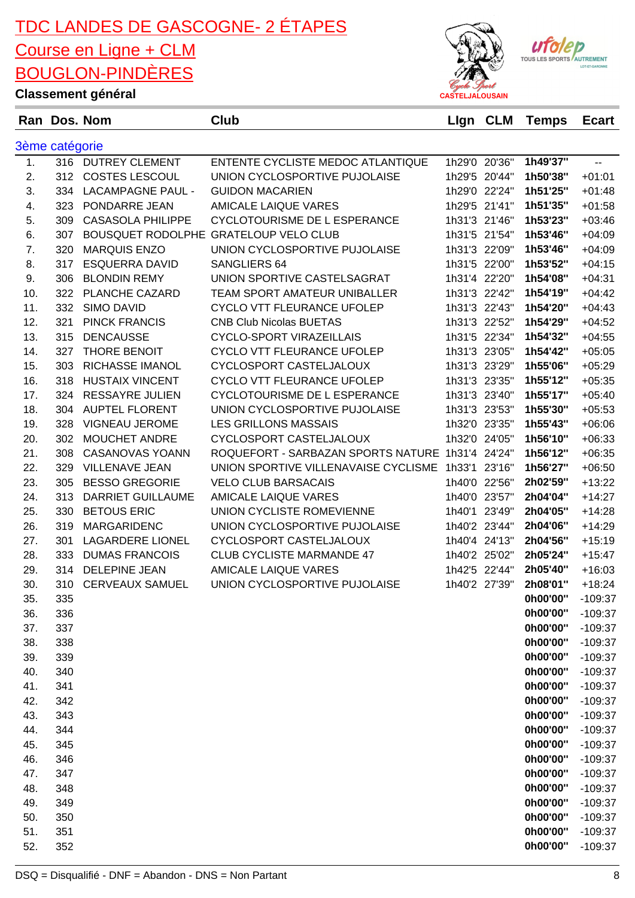# TDC LANDES DE GASCOGNE- 2 ÉTAPES

## Course en Ligne + CLM

## BOUGLON-PINDÈRES

**Classement général**

CASTELJALOUSAIN

| Ran | Dos. | Nom | Club | Llgn | CLM | Temps | Ecart |
|---|---|---|---|---|---|---|---|
| 3ème catégorie | | | | | | | |
| 1. | 316 | DUTREY CLEMENT | ENTENTE CYCLISTE MEDOC ATLANTIQUE | 1h29'0 | 20'36" | **1h49'37"** | -- |
| 2. | 312 | COSTES LESCOUL | UNION CYCLOSPORTIVE PUJOLAISE | 1h29'5 | 20'44" | **1h50'38"** | +01:01 |
| 3. | 334 | LACAMPAGNE PAUL - | GUIDON MACARIEN | 1h29'0 | 22'24" | **1h51'25"** | +01:48 |
| 4. | 323 | PONDARRE JEAN | AMICALE LAIQUE VARES | 1h29'5 | 21'41" | **1h51'35"** | +01:58 |
| 5. | 309 | CASASOLA PHILIPPE | CYCLOTOURISME DE L ESPERANCE | 1h31'3 | 21'46" | **1h53'23"** | +03:46 |
| 6. | 307 | BOUSQUET RODOLPHE | GRATELOUP VELO CLUB | 1h31'5 | 21'54" | **1h53'46"** | +04:09 |
| 7. | 320 | MARQUIS ENZO | UNION CYCLOSPORTIVE PUJOLAISE | 1h31'3 | 22'09" | **1h53'46"** | +04:09 |
| 8. | 317 | ESQUERRA DAVID | SANGLIERS 64 | 1h31'5 | 22'00" | **1h53'52"** | +04:15 |
| 9. | 306 | BLONDIN REMY | UNION SPORTIVE CASTELSAGRAT | 1h31'4 | 22'20" | **1h54'08"** | +04:31 |
| 10. | 322 | PLANCHE CAZARD | TEAM SPORT AMATEUR UNIBALLER | 1h31'3 | 22'42" | **1h54'19"** | +04:42 |
| 11. | 332 | SIMO DAVID | CYCLO VTT FLEURANCE UFOLEP | 1h31'3 | 22'43" | **1h54'20"** | +04:43 |
| 12. | 321 | PINCK FRANCIS | CNB Club Nicolas BUETAS | 1h31'3 | 22'52" | **1h54'29"** | +04:52 |
| 13. | 315 | DENCAUSSE | CYCLO-SPORT VIRAZEILLAIS | 1h31'5 | 22'34" | **1h54'32"** | +04:55 |
| 14. | 327 | THORE BENOIT | CYCLO VTT FLEURANCE UFOLEP | 1h31'3 | 23'05" | **1h54'42"** | +05:05 |
| 15. | 303 | RICHASSE IMANOL | CYCLOSPORT CASTELJALOUX | 1h31'3 | 23'29" | **1h55'06"** | +05:29 |
| 16. | 318 | HUSTAIX VINCENT | CYCLO VTT FLEURANCE UFOLEP | 1h31'3 | 23'35" | **1h55'12"** | +05:35 |
| 17. | 324 | RESSAYRE JULIEN | CYCLOTOURISME DE L ESPERANCE | 1h31'3 | 23'40" | **1h55'17"** | +05:40 |
| 18. | 304 | AUPTEL FLORENT | UNION CYCLOSPORTIVE PUJOLAISE | 1h31'3 | 23'53" | **1h55'30"** | +05:53 |
| 19. | 328 | VIGNEAU JEROME | LES GRILLONS MASSAIS | 1h32'0 | 23'35" | **1h55'43"** | +06:06 |
| 20. | 302 | MOUCHET ANDRE | CYCLOSPORT CASTELJALOUX | 1h32'0 | 24'05" | **1h56'10"** | +06:33 |
| 21. | 308 | CASANOVAS YOANN | ROQUEFORT - SARBAZAN SPORTS NATURE | 1h31'4 | 24'24" | **1h56'12"** | +06:35 |
| 22. | 329 | VILLENAVE JEAN | UNION SPORTIVE VILLENAVAISE CYCLISME | 1h33'1 | 23'16" | **1h56'27"** | +06:50 |
| 23. | 305 | BESSO GREGORIE | VELO CLUB BARSACAIS | 1h40'0 | 22'56" | **2h02'59"** | +13:22 |
| 24. | 313 | DARRIET GUILLAUME | AMICALE LAIQUE VARES | 1h40'0 | 23'57" | **2h04'04"** | +14:27 |
| 25. | 330 | BETOUS ERIC | UNION CYCLISTE ROMEVIENNE | 1h40'1 | 23'49" | **2h04'05"** | +14:28 |
| 26. | 319 | MARGARIDENC | UNION CYCLOSPORTIVE PUJOLAISE | 1h40'2 | 23'44" | **2h04'06"** | +14:29 |
| 27. | 301 | LAGARDERE LIONEL | CYCLOSPORT CASTELJALOUX | 1h40'4 | 24'13" | **2h04'56"** | +15:19 |
| 28. | 333 | DUMAS FRANCOIS | CLUB CYCLISTE MARMANDE 47 | 1h40'2 | 25'02" | **2h05'24"** | +15:47 |
| 29. | 314 | DELEPINE JEAN | AMICALE LAIQUE VARES | 1h42'5 | 22'44" | **2h05'40"** | +16:03 |
| 30. | 310 | CERVEAUX SAMUEL | UNION CYCLOSPORTIVE PUJOLAISE | 1h40'2 | 27'39" | **2h08'01"** | +18:24 |
| 35. | 335 | | | | | **0h00'00"** | -109:37 |
| 36. | 336 | | | | | **0h00'00"** | -109:37 |
| 37. | 337 | | | | | **0h00'00"** | -109:37 |
| 38. | 338 | | | | | **0h00'00"** | -109:37 |
| 39. | 339 | | | | | **0h00'00"** | -109:37 |
| 40. | 340 | | | | | **0h00'00"** | -109:37 |
| 41. | 341 | | | | | **0h00'00"** | -109:37 |
| 42. | 342 | | | | | **0h00'00"** | -109:37 |
| 43. | 343 | | | | | **0h00'00"** | -109:37 |
| 44. | 344 | | | | | **0h00'00"** | -109:37 |
| 45. | 345 | | | | | **0h00'00"** | -109:37 |
| 46. | 346 | | | | | **0h00'00"** | -109:37 |
| 47. | 347 | | | | | **0h00'00"** | -109:37 |
| 48. | 348 | | | | | **0h00'00"** | -109:37 |
| 49. | 349 | | | | | **0h00'00"** | -109:37 |
| 50. | 350 | | | | | **0h00'00"** | -109:37 |
| 51. | 351 | | | | | **0h00'00"** | -109:37 |
| 52. | 352 | | | | | **0h00'00"** | -109:37 |

DSQ = Disqualifié - DNF = Abandon - DNS = Non Partant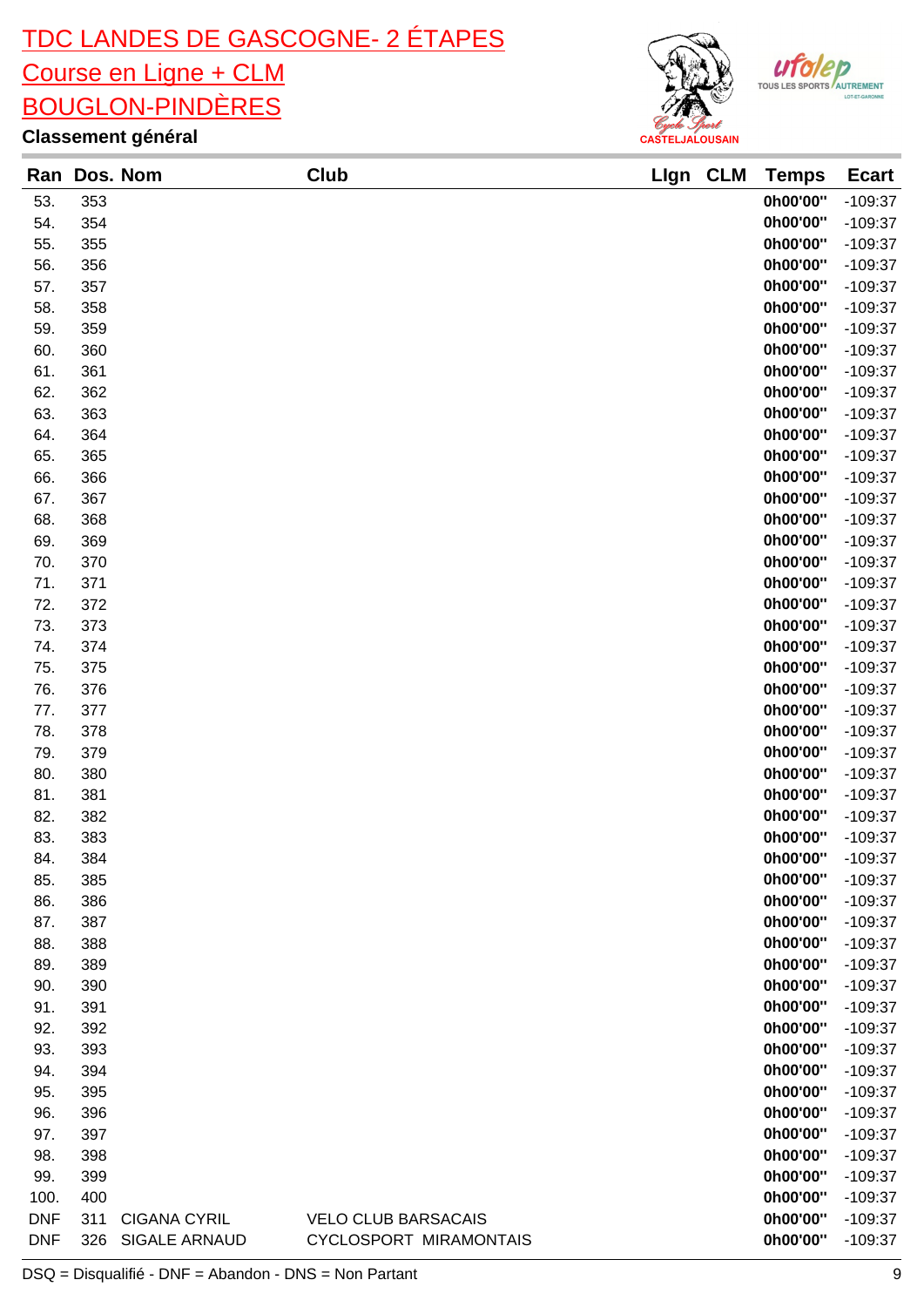# TDC LANDES DE GASCOGNE- 2 ÉTAPES

## Course en Ligne + CLM

## BOUGLON-PINDÈRES

**Classement général**

| Ran | Dos. | Nom | Club | LIgn | CLM | Temps | Ecart |
|---|---|---|---|---|---|---|---|
| 53. | 353 | | | | | 0h00'00" | -109:37 |
| 54. | 354 | | | | | 0h00'00" | -109:37 |
| 55. | 355 | | | | | 0h00'00" | -109:37 |
| 56. | 356 | | | | | 0h00'00" | -109:37 |
| 57. | 357 | | | | | 0h00'00" | -109:37 |
| 58. | 358 | | | | | 0h00'00" | -109:37 |
| 59. | 359 | | | | | 0h00'00" | -109:37 |
| 60. | 360 | | | | | 0h00'00" | -109:37 |
| 61. | 361 | | | | | 0h00'00" | -109:37 |
| 62. | 362 | | | | | 0h00'00" | -109:37 |
| 63. | 363 | | | | | 0h00'00" | -109:37 |
| 64. | 364 | | | | | 0h00'00" | -109:37 |
| 65. | 365 | | | | | 0h00'00" | -109:37 |
| 66. | 366 | | | | | 0h00'00" | -109:37 |
| 67. | 367 | | | | | 0h00'00" | -109:37 |
| 68. | 368 | | | | | 0h00'00" | -109:37 |
| 69. | 369 | | | | | 0h00'00" | -109:37 |
| 70. | 370 | | | | | 0h00'00" | -109:37 |
| 71. | 371 | | | | | 0h00'00" | -109:37 |
| 72. | 372 | | | | | 0h00'00" | -109:37 |
| 73. | 373 | | | | | 0h00'00" | -109:37 |
| 74. | 374 | | | | | 0h00'00" | -109:37 |
| 75. | 375 | | | | | 0h00'00" | -109:37 |
| 76. | 376 | | | | | 0h00'00" | -109:37 |
| 77. | 377 | | | | | 0h00'00" | -109:37 |
| 78. | 378 | | | | | 0h00'00" | -109:37 |
| 79. | 379 | | | | | 0h00'00" | -109:37 |
| 80. | 380 | | | | | 0h00'00" | -109:37 |
| 81. | 381 | | | | | 0h00'00" | -109:37 |
| 82. | 382 | | | | | 0h00'00" | -109:37 |
| 83. | 383 | | | | | 0h00'00" | -109:37 |
| 84. | 384 | | | | | 0h00'00" | -109:37 |
| 85. | 385 | | | | | 0h00'00" | -109:37 |
| 86. | 386 | | | | | 0h00'00" | -109:37 |
| 87. | 387 | | | | | 0h00'00" | -109:37 |
| 88. | 388 | | | | | 0h00'00" | -109:37 |
| 89. | 389 | | | | | 0h00'00" | -109:37 |
| 90. | 390 | | | | | 0h00'00" | -109:37 |
| 91. | 391 | | | | | 0h00'00" | -109:37 |
| 92. | 392 | | | | | 0h00'00" | -109:37 |
| 93. | 393 | | | | | 0h00'00" | -109:37 |
| 94. | 394 | | | | | 0h00'00" | -109:37 |
| 95. | 395 | | | | | 0h00'00" | -109:37 |
| 96. | 396 | | | | | 0h00'00" | -109:37 |
| 97. | 397 | | | | | 0h00'00" | -109:37 |
| 98. | 398 | | | | | 0h00'00" | -109:37 |
| 99. | 399 | | | | | 0h00'00" | -109:37 |
| 100. | 400 | | | | | 0h00'00" | -109:37 |
| DNF | 311 | CIGANA CYRIL | VELO CLUB BARSACAIS | | | 0h00'00" | -109:37 |
| DNF | 326 | SIGALE ARNAUD | CYCLOSPORT MIRAMONTAIS | | | 0h00'00" | -109:37 |

DSQ = Disqualifié - DNF = Abandon - DNS = Non Partant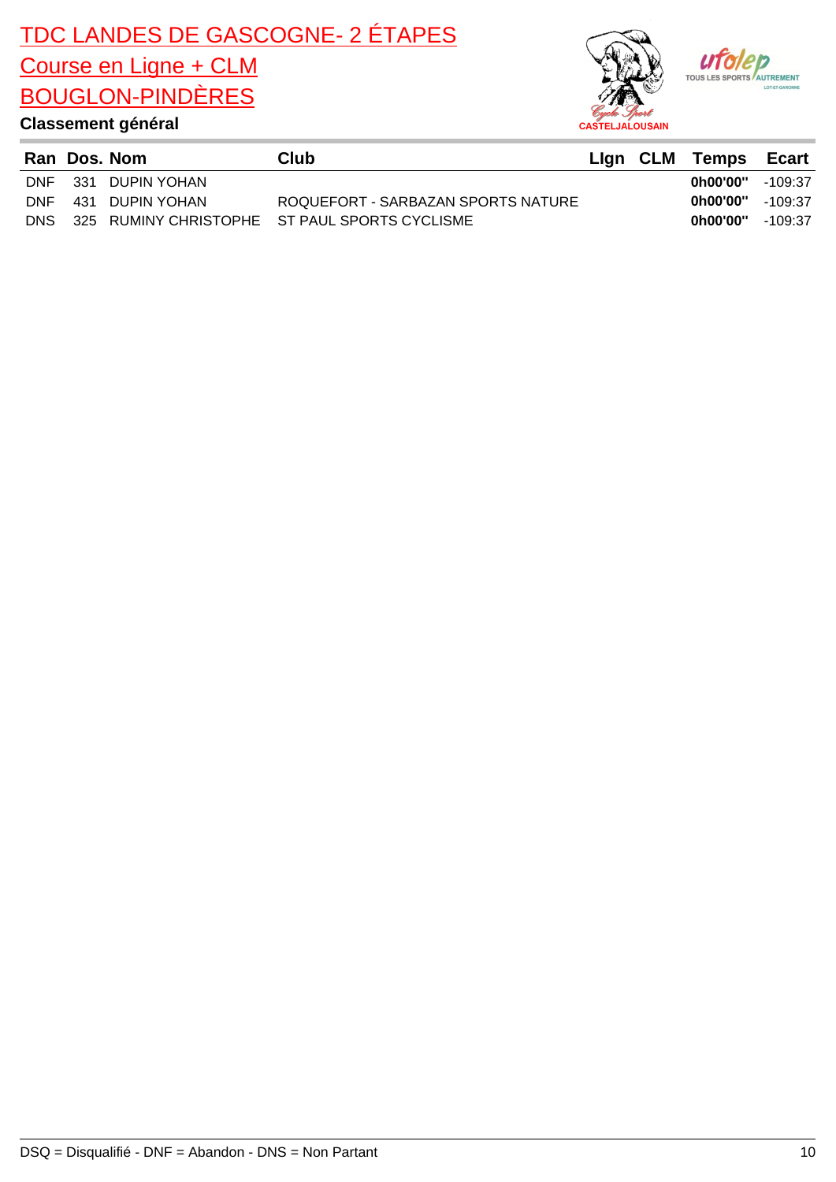# TDC LANDES DE GASCOGNE- 2 ÉTAPES

## Course en Ligne + CLM

## BOUGLON-PINDÈRES

**Classement général**

CASTELJALOUSAIN

| Ran | Dos. | Nom | Club | LIgn | CLM | Temps | Ecart |
|---|---|---|---|---|---|---|---|
| DNF | 331 | DUPIN YOHAN | | | | **0h00'00''** | -109:37 |
| DNF | 431 | DUPIN YOHAN | ROQUEFORT - SARBAZAN SPORTS NATURE | | | **0h00'00''** | -109:37 |
| DNS | 325 | RUMINY CHRISTOPHE | ST PAUL SPORTS CYCLISME | | | **0h00'00''** | -109:37 |

DSQ = Disqualifié - DNF = Abandon - DNS = Non Partant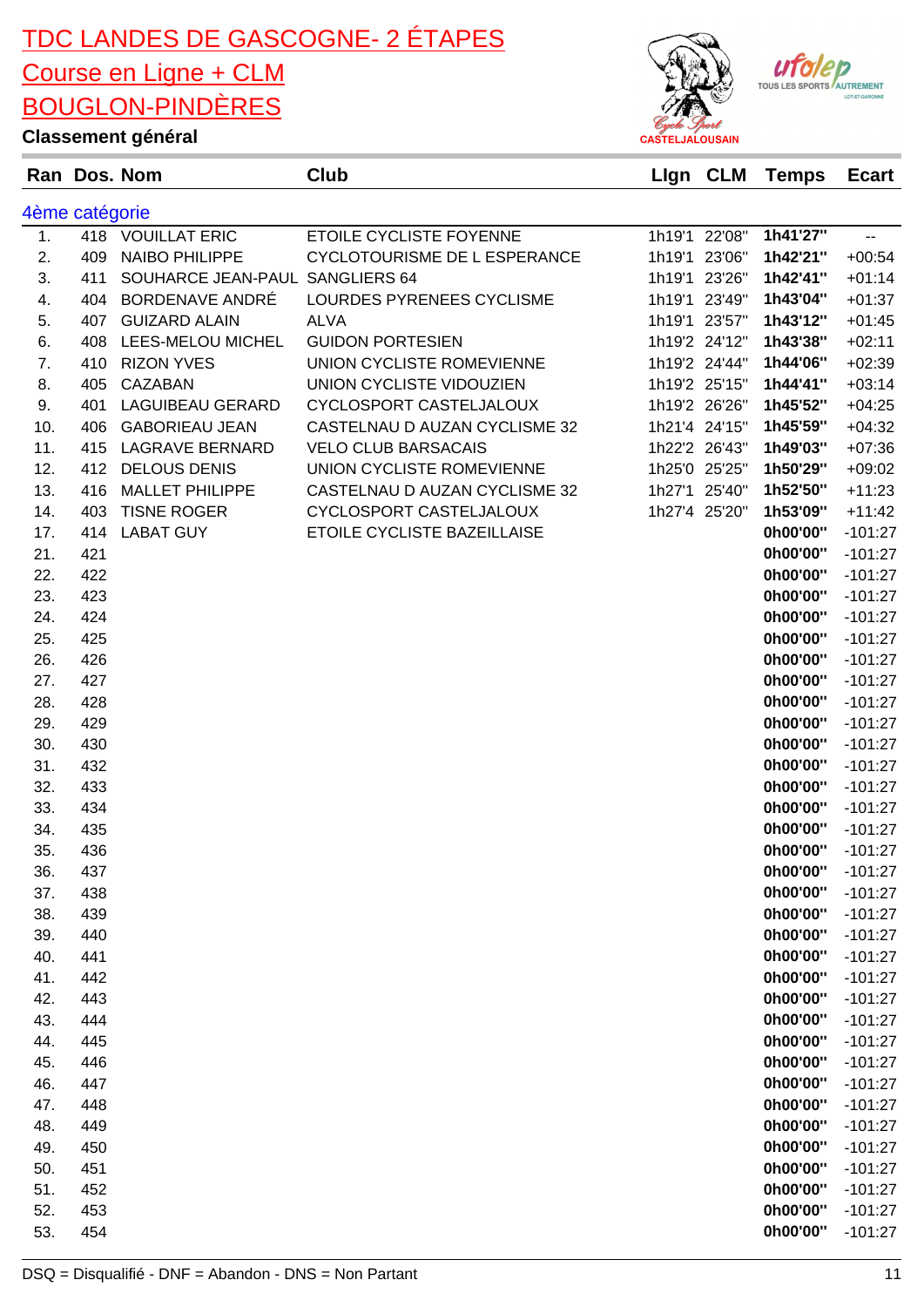# TDC LANDES DE GASCOGNE- 2 ÉTAPES

## Course en Ligne + CLM

## BOUGLON-PINDÈRES

**Classement général**

| Ran | Dos. | Nom | Club | Llgn | CLM | Temps | Ecart |
|---|---|---|---|---|---|---|---|
| 4ème catégorie | | | | | | | |
| 1. | 418 | VOUILLAT ERIC | ETOILE CYCLISTE FOYENNE | 1h19'1 | 22'08" | **1h41'27"** | -- |
| 2. | 409 | NAIBO PHILIPPE | CYCLOTOURISME DE L ESPERANCE | 1h19'1 | 23'06" | **1h42'21"** | +00:54 |
| 3. | 411 | SOUHARCE JEAN-PAUL | SANGLIERS 64 | 1h19'1 | 23'26" | **1h42'41"** | +01:14 |
| 4. | 404 | BORDENAVE ANDRÉ | LOURDES PYRENEES CYCLISME | 1h19'1 | 23'49" | **1h43'04"** | +01:37 |
| 5. | 407 | GUIZARD ALAIN | ALVA | 1h19'1 | 23'57" | **1h43'12"** | +01:45 |
| 6. | 408 | LEES-MELOU MICHEL | GUIDON PORTESIEN | 1h19'2 | 24'12" | **1h43'38"** | +02:11 |
| 7. | 410 | RIZON YVES | UNION CYCLISTE ROMEVIENNE | 1h19'2 | 24'44" | **1h44'06"** | +02:39 |
| 8. | 405 | CAZABAN | UNION CYCLISTE VIDOUZIEN | 1h19'2 | 25'15" | **1h44'41"** | +03:14 |
| 9. | 401 | LAGUIBEAU GERARD | CYCLOSPORT CASTELJALOUX | 1h19'2 | 26'26" | **1h45'52"** | +04:25 |
| 10. | 406 | GABORIEAU JEAN | CASTELNAU D AUZAN CYCLISME 32 | 1h21'4 | 24'15" | **1h45'59"** | +04:32 |
| 11. | 415 | LAGRAVE BERNARD | VELO CLUB BARSACAIS | 1h22'2 | 26'43" | **1h49'03"** | +07:36 |
| 12. | 412 | DELOUS DENIS | UNION CYCLISTE ROMEVIENNE | 1h25'0 | 25'25" | **1h50'29"** | +09:02 |
| 13. | 416 | MALLET PHILIPPE | CASTELNAU D AUZAN CYCLISME 32 | 1h27'1 | 25'40" | **1h52'50"** | +11:23 |
| 14. | 403 | TISNE ROGER | CYCLOSPORT CASTELJALOUX | 1h27'4 | 25'20" | **1h53'09"** | +11:42 |
| 17. | 414 | LABAT GUY | ETOILE CYCLISTE BAZEILLAISE | | | **0h00'00"** | -101:27 |
| 21. | 421 | | | | | **0h00'00"** | -101:27 |
| 22. | 422 | | | | | **0h00'00"** | -101:27 |
| 23. | 423 | | | | | **0h00'00"** | -101:27 |
| 24. | 424 | | | | | **0h00'00"** | -101:27 |
| 25. | 425 | | | | | **0h00'00"** | -101:27 |
| 26. | 426 | | | | | **0h00'00"** | -101:27 |
| 27. | 427 | | | | | **0h00'00"** | -101:27 |
| 28. | 428 | | | | | **0h00'00"** | -101:27 |
| 29. | 429 | | | | | **0h00'00"** | -101:27 |
| 30. | 430 | | | | | **0h00'00"** | -101:27 |
| 31. | 432 | | | | | **0h00'00"** | -101:27 |
| 32. | 433 | | | | | **0h00'00"** | -101:27 |
| 33. | 434 | | | | | **0h00'00"** | -101:27 |
| 34. | 435 | | | | | **0h00'00"** | -101:27 |
| 35. | 436 | | | | | **0h00'00"** | -101:27 |
| 36. | 437 | | | | | **0h00'00"** | -101:27 |
| 37. | 438 | | | | | **0h00'00"** | -101:27 |
| 38. | 439 | | | | | **0h00'00"** | -101:27 |
| 39. | 440 | | | | | **0h00'00"** | -101:27 |
| 40. | 441 | | | | | **0h00'00"** | -101:27 |
| 41. | 442 | | | | | **0h00'00"** | -101:27 |
| 42. | 443 | | | | | **0h00'00"** | -101:27 |
| 43. | 444 | | | | | **0h00'00"** | -101:27 |
| 44. | 445 | | | | | **0h00'00"** | -101:27 |
| 45. | 446 | | | | | **0h00'00"** | -101:27 |
| 46. | 447 | | | | | **0h00'00"** | -101:27 |
| 47. | 448 | | | | | **0h00'00"** | -101:27 |
| 48. | 449 | | | | | **0h00'00"** | -101:27 |
| 49. | 450 | | | | | **0h00'00"** | -101:27 |
| 50. | 451 | | | | | **0h00'00"** | -101:27 |
| 51. | 452 | | | | | **0h00'00"** | -101:27 |
| 52. | 453 | | | | | **0h00'00"** | -101:27 |
| 53. | 454 | | | | | **0h00'00"** | -101:27 |

DSQ = Disqualifié - DNF = Abandon - DNS = Non Partant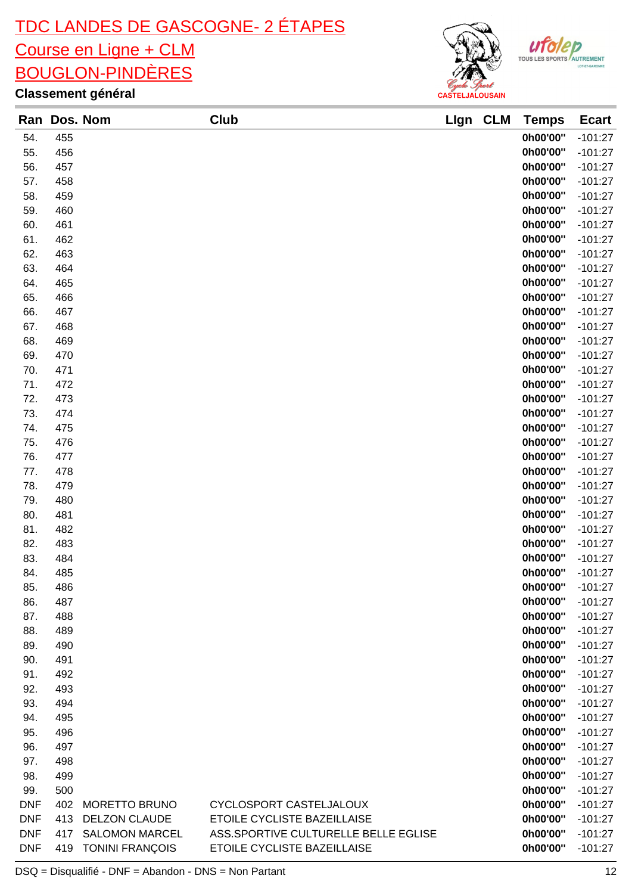# TDC LANDES DE GASCOGNE- 2 ÉTAPES

## Course en Ligne + CLM

## BOUGLON-PINDÈRES

**Classement général**

CASTELJALOUSAIN

| Ran | Dos. | Nom | Club | LIgn | CLM | Temps | Ecart |
|---|---|---|---|---|---|---|---|
| 54. | 455 | | | | | 0h00'00'' | -101:27 |
| 55. | 456 | | | | | 0h00'00'' | -101:27 |
| 56. | 457 | | | | | 0h00'00'' | -101:27 |
| 57. | 458 | | | | | 0h00'00'' | -101:27 |
| 58. | 459 | | | | | 0h00'00'' | -101:27 |
| 59. | 460 | | | | | 0h00'00'' | -101:27 |
| 60. | 461 | | | | | 0h00'00'' | -101:27 |
| 61. | 462 | | | | | 0h00'00'' | -101:27 |
| 62. | 463 | | | | | 0h00'00'' | -101:27 |
| 63. | 464 | | | | | 0h00'00'' | -101:27 |
| 64. | 465 | | | | | 0h00'00'' | -101:27 |
| 65. | 466 | | | | | 0h00'00'' | -101:27 |
| 66. | 467 | | | | | 0h00'00'' | -101:27 |
| 67. | 468 | | | | | 0h00'00'' | -101:27 |
| 68. | 469 | | | | | 0h00'00'' | -101:27 |
| 69. | 470 | | | | | 0h00'00'' | -101:27 |
| 70. | 471 | | | | | 0h00'00'' | -101:27 |
| 71. | 472 | | | | | 0h00'00'' | -101:27 |
| 72. | 473 | | | | | 0h00'00'' | -101:27 |
| 73. | 474 | | | | | 0h00'00'' | -101:27 |
| 74. | 475 | | | | | 0h00'00'' | -101:27 |
| 75. | 476 | | | | | 0h00'00'' | -101:27 |
| 76. | 477 | | | | | 0h00'00'' | -101:27 |
| 77. | 478 | | | | | 0h00'00'' | -101:27 |
| 78. | 479 | | | | | 0h00'00'' | -101:27 |
| 79. | 480 | | | | | 0h00'00'' | -101:27 |
| 80. | 481 | | | | | 0h00'00'' | -101:27 |
| 81. | 482 | | | | | 0h00'00'' | -101:27 |
| 82. | 483 | | | | | 0h00'00'' | -101:27 |
| 83. | 484 | | | | | 0h00'00'' | -101:27 |
| 84. | 485 | | | | | 0h00'00'' | -101:27 |
| 85. | 486 | | | | | 0h00'00'' | -101:27 |
| 86. | 487 | | | | | 0h00'00'' | -101:27 |
| 87. | 488 | | | | | 0h00'00'' | -101:27 |
| 88. | 489 | | | | | 0h00'00'' | -101:27 |
| 89. | 490 | | | | | 0h00'00'' | -101:27 |
| 90. | 491 | | | | | 0h00'00'' | -101:27 |
| 91. | 492 | | | | | 0h00'00'' | -101:27 |
| 92. | 493 | | | | | 0h00'00'' | -101:27 |
| 93. | 494 | | | | | 0h00'00'' | -101:27 |
| 94. | 495 | | | | | 0h00'00'' | -101:27 |
| 95. | 496 | | | | | 0h00'00'' | -101:27 |
| 96. | 497 | | | | | 0h00'00'' | -101:27 |
| 97. | 498 | | | | | 0h00'00'' | -101:27 |
| 98. | 499 | | | | | 0h00'00'' | -101:27 |
| 99. | 500 | | | | | 0h00'00'' | -101:27 |
| DNF | 402 | MORETTO BRUNO | CYCLOSPORT CASTELJALOUX | | | 0h00'00'' | -101:27 |
| DNF | 413 | DELZON CLAUDE | ETOILE CYCLISTE BAZEILLAISE | | | 0h00'00'' | -101:27 |
| DNF | 417 | SALOMON MARCEL | ASS.SPORTIVE CULTURELLE BELLE EGLISE | | | 0h00'00'' | -101:27 |
| DNF | 419 | TONINI FRANÇOIS | ETOILE CYCLISTE BAZEILLAISE | | | 0h00'00'' | -101:27 |

DSQ = Disqualifié - DNF = Abandon - DNS = Non Partant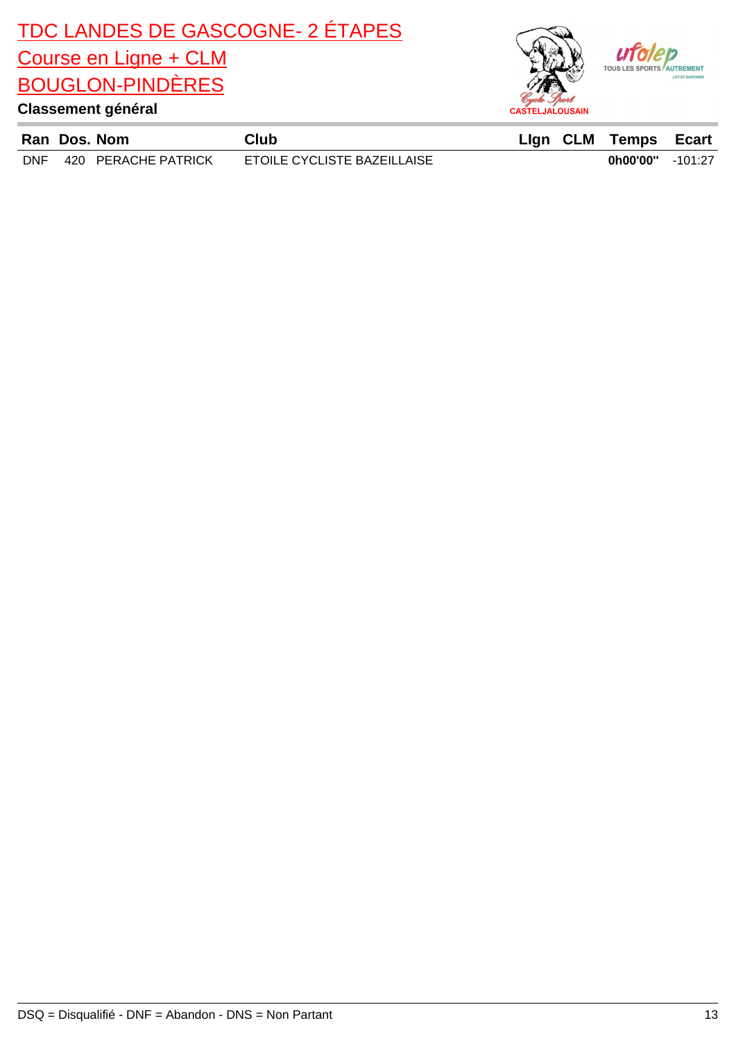# TDC LANDES DE GASCOGNE- 2 ÉTAPES

## Course en Ligne + CLM

## BOUGLON-PINDÈRES

**Classement général**

| Ran | Dos. | Nom | Club | LIgn | CLM | Temps | Ecart |
|---|---|---|---|---|---|---|---|
| DNF | 420 | PERACHE PATRICK | ETOILE CYCLISTE BAZEILLAISE | | | **0h00'00''** | -101:27 |

DSQ = Disqualifié - DNF = Abandon - DNS = Non Partant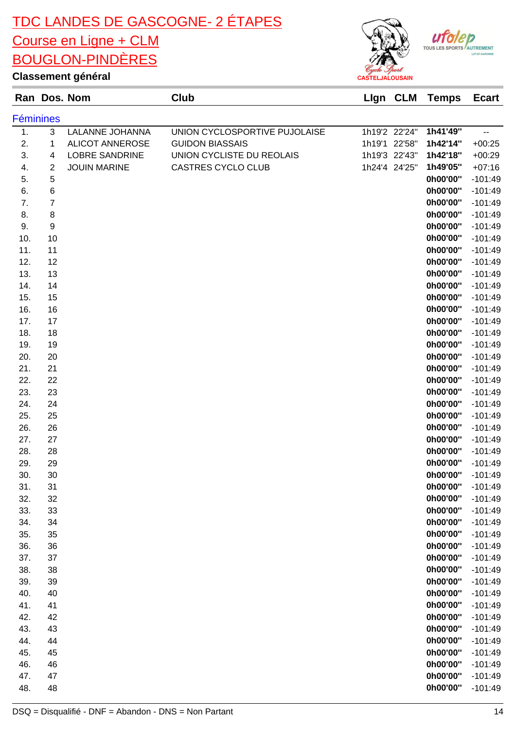# TDC LANDES DE GASCOGNE- 2 ÉTAPES

## Course en Ligne + CLM

## BOUGLON-PINDÈRES

**Classement général**

CASTELJALOUSAIN

| Ran | Dos. | Nom | Club | LIgn | CLM | Temps | Ecart |
|---|---|---|---|---|---|---|---|
| **Féminines** | | | | | | | |
| 1. | 3 | LALANNE JOHANNA | UNION CYCLOSPORTIVE PUJOLAISE | 1h19'2 | 22'24" | **1h41'49"** | -- |
| 2. | 1 | ALICOT ANNEROSE | GUIDON BIASSAIS | 1h19'1 | 22'58" | **1h42'14"** | +00:25 |
| 3. | 4 | LOBRE SANDRINE | UNION CYCLISTE DU REOLAIS | 1h19'3 | 22'43" | **1h42'18"** | +00:29 |
| 4. | 2 | JOUIN MARINE | CASTRES CYCLO CLUB | 1h24'4 | 24'25" | **1h49'05"** | +07:16 |
| 5. | 5 | | | | | **0h00'00"** | -101:49 |
| 6. | 6 | | | | | **0h00'00"** | -101:49 |
| 7. | 7 | | | | | **0h00'00"** | -101:49 |
| 8. | 8 | | | | | **0h00'00"** | -101:49 |
| 9. | 9 | | | | | **0h00'00"** | -101:49 |
| 10. | 10 | | | | | **0h00'00"** | -101:49 |
| 11. | 11 | | | | | **0h00'00"** | -101:49 |
| 12. | 12 | | | | | **0h00'00"** | -101:49 |
| 13. | 13 | | | | | **0h00'00"** | -101:49 |
| 14. | 14 | | | | | **0h00'00"** | -101:49 |
| 15. | 15 | | | | | **0h00'00"** | -101:49 |
| 16. | 16 | | | | | **0h00'00"** | -101:49 |
| 17. | 17 | | | | | **0h00'00"** | -101:49 |
| 18. | 18 | | | | | **0h00'00"** | -101:49 |
| 19. | 19 | | | | | **0h00'00"** | -101:49 |
| 20. | 20 | | | | | **0h00'00"** | -101:49 |
| 21. | 21 | | | | | **0h00'00"** | -101:49 |
| 22. | 22 | | | | | **0h00'00"** | -101:49 |
| 23. | 23 | | | | | **0h00'00"** | -101:49 |
| 24. | 24 | | | | | **0h00'00"** | -101:49 |
| 25. | 25 | | | | | **0h00'00"** | -101:49 |
| 26. | 26 | | | | | **0h00'00"** | -101:49 |
| 27. | 27 | | | | | **0h00'00"** | -101:49 |
| 28. | 28 | | | | | **0h00'00"** | -101:49 |
| 29. | 29 | | | | | **0h00'00"** | -101:49 |
| 30. | 30 | | | | | **0h00'00"** | -101:49 |
| 31. | 31 | | | | | **0h00'00"** | -101:49 |
| 32. | 32 | | | | | **0h00'00"** | -101:49 |
| 33. | 33 | | | | | **0h00'00"** | -101:49 |
| 34. | 34 | | | | | **0h00'00"** | -101:49 |
| 35. | 35 | | | | | **0h00'00"** | -101:49 |
| 36. | 36 | | | | | **0h00'00"** | -101:49 |
| 37. | 37 | | | | | **0h00'00"** | -101:49 |
| 38. | 38 | | | | | **0h00'00"** | -101:49 |
| 39. | 39 | | | | | **0h00'00"** | -101:49 |
| 40. | 40 | | | | | **0h00'00"** | -101:49 |
| 41. | 41 | | | | | **0h00'00"** | -101:49 |
| 42. | 42 | | | | | **0h00'00"** | -101:49 |
| 43. | 43 | | | | | **0h00'00"** | -101:49 |
| 44. | 44 | | | | | **0h00'00"** | -101:49 |
| 45. | 45 | | | | | **0h00'00"** | -101:49 |
| 46. | 46 | | | | | **0h00'00"** | -101:49 |
| 47. | 47 | | | | | **0h00'00"** | -101:49 |
| 48. | 48 | | | | | **0h00'00"** | -101:49 |

DSQ = Disqualifié - DNF = Abandon - DNS = Non Partant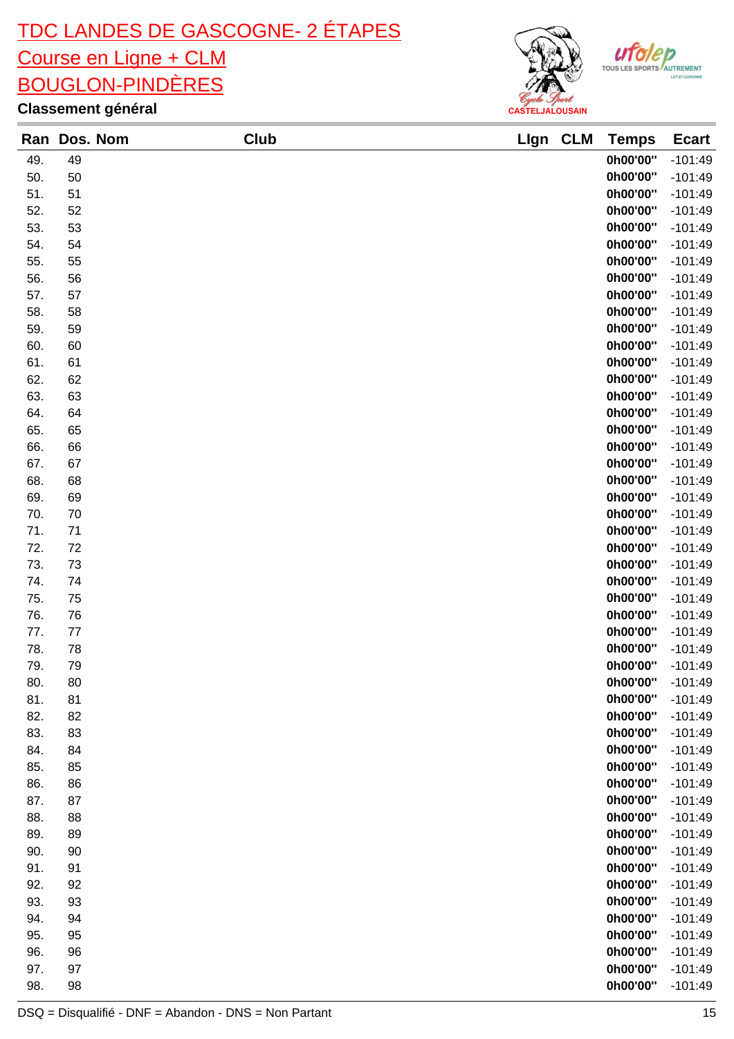# TDC LANDES DE GASCOGNE- 2 ÉTAPES

## Course en Ligne + CLM

## BOUGLON-PINDÈRES

**Classement général**

| Ran | Dos. Nom | Club | LIgn | CLM | Temps | Ecart |
|---|---|---|---|---|---|---|
| 49. | 49 | | | | 0h00'00'' | -101:49 |
| 50. | 50 | | | | 0h00'00'' | -101:49 |
| 51. | 51 | | | | 0h00'00'' | -101:49 |
| 52. | 52 | | | | 0h00'00'' | -101:49 |
| 53. | 53 | | | | 0h00'00'' | -101:49 |
| 54. | 54 | | | | 0h00'00'' | -101:49 |
| 55. | 55 | | | | 0h00'00'' | -101:49 |
| 56. | 56 | | | | 0h00'00'' | -101:49 |
| 57. | 57 | | | | 0h00'00'' | -101:49 |
| 58. | 58 | | | | 0h00'00'' | -101:49 |
| 59. | 59 | | | | 0h00'00'' | -101:49 |
| 60. | 60 | | | | 0h00'00'' | -101:49 |
| 61. | 61 | | | | 0h00'00'' | -101:49 |
| 62. | 62 | | | | 0h00'00'' | -101:49 |
| 63. | 63 | | | | 0h00'00'' | -101:49 |
| 64. | 64 | | | | 0h00'00'' | -101:49 |
| 65. | 65 | | | | 0h00'00'' | -101:49 |
| 66. | 66 | | | | 0h00'00'' | -101:49 |
| 67. | 67 | | | | 0h00'00'' | -101:49 |
| 68. | 68 | | | | 0h00'00'' | -101:49 |
| 69. | 69 | | | | 0h00'00'' | -101:49 |
| 70. | 70 | | | | 0h00'00'' | -101:49 |
| 71. | 71 | | | | 0h00'00'' | -101:49 |
| 72. | 72 | | | | 0h00'00'' | -101:49 |
| 73. | 73 | | | | 0h00'00'' | -101:49 |
| 74. | 74 | | | | 0h00'00'' | -101:49 |
| 75. | 75 | | | | 0h00'00'' | -101:49 |
| 76. | 76 | | | | 0h00'00'' | -101:49 |
| 77. | 77 | | | | 0h00'00'' | -101:49 |
| 78. | 78 | | | | 0h00'00'' | -101:49 |
| 79. | 79 | | | | 0h00'00'' | -101:49 |
| 80. | 80 | | | | 0h00'00'' | -101:49 |
| 81. | 81 | | | | 0h00'00'' | -101:49 |
| 82. | 82 | | | | 0h00'00'' | -101:49 |
| 83. | 83 | | | | 0h00'00'' | -101:49 |
| 84. | 84 | | | | 0h00'00'' | -101:49 |
| 85. | 85 | | | | 0h00'00'' | -101:49 |
| 86. | 86 | | | | 0h00'00'' | -101:49 |
| 87. | 87 | | | | 0h00'00'' | -101:49 |
| 88. | 88 | | | | 0h00'00'' | -101:49 |
| 89. | 89 | | | | 0h00'00'' | -101:49 |
| 90. | 90 | | | | 0h00'00'' | -101:49 |
| 91. | 91 | | | | 0h00'00'' | -101:49 |
| 92. | 92 | | | | 0h00'00'' | -101:49 |
| 93. | 93 | | | | 0h00'00'' | -101:49 |
| 94. | 94 | | | | 0h00'00'' | -101:49 |
| 95. | 95 | | | | 0h00'00'' | -101:49 |
| 96. | 96 | | | | 0h00'00'' | -101:49 |
| 97. | 97 | | | | 0h00'00'' | -101:49 |
| 98. | 98 | | | | 0h00'00'' | -101:49 |

DSQ = Disqualifié - DNF = Abandon - DNS = Non Partant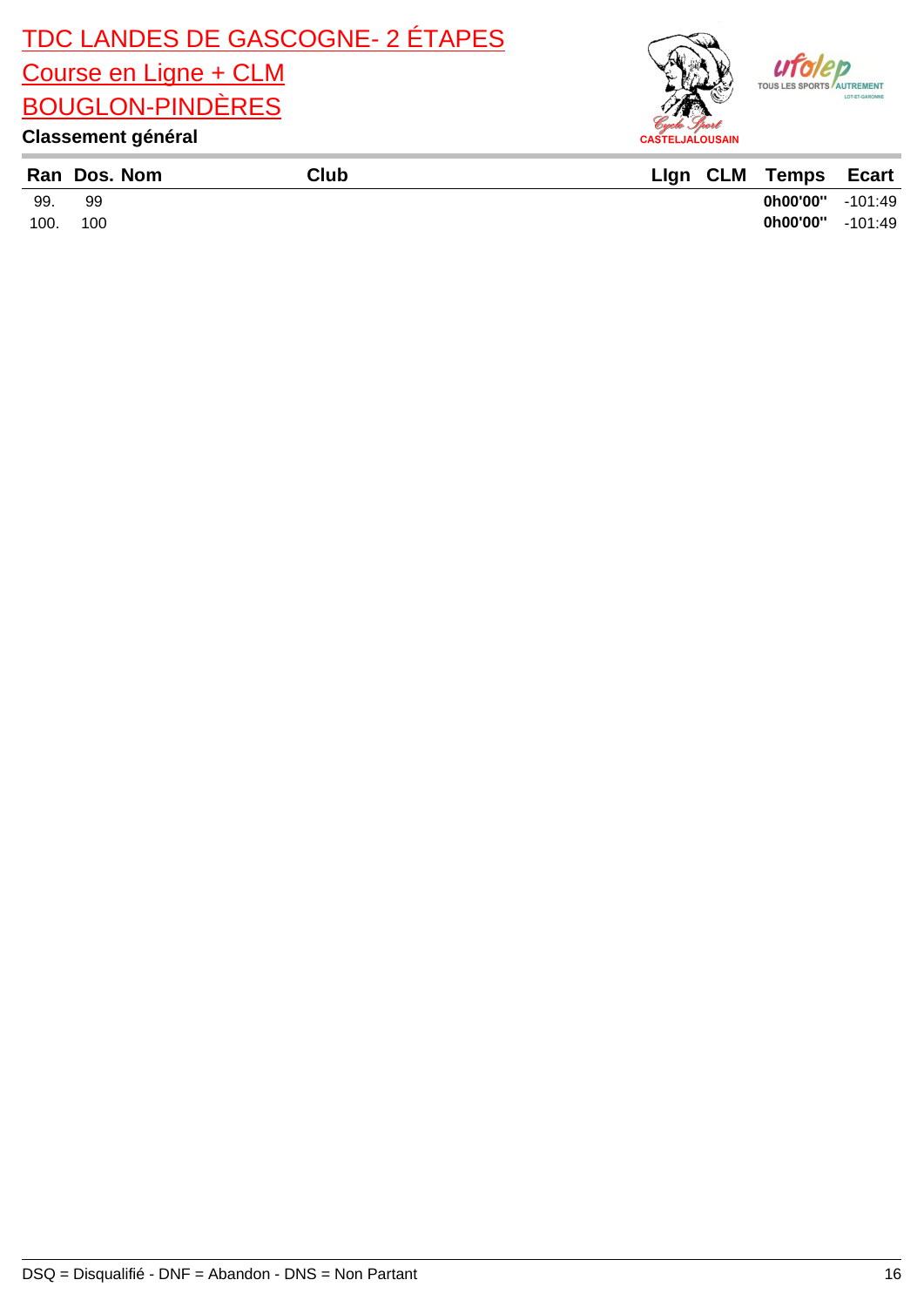# TDC LANDES DE GASCOGNE- 2 ÉTAPES

## Course en Ligne + CLM

## BOUGLON-PINDÈRES

**Classement général**

CASTELJALOUSAIN

| Ran | Dos. | Nom | Club | LIgn | CLM | Temps | Ecart |
|---|---|---|---|---|---|---|---|
| 99. | 99 | | | | | **0h00'00''** | -101:49 |
| 100. | 100 | | | | | **0h00'00''** | -101:49 |

DSQ = Disqualifié - DNF = Abandon - DNS = Non Partant